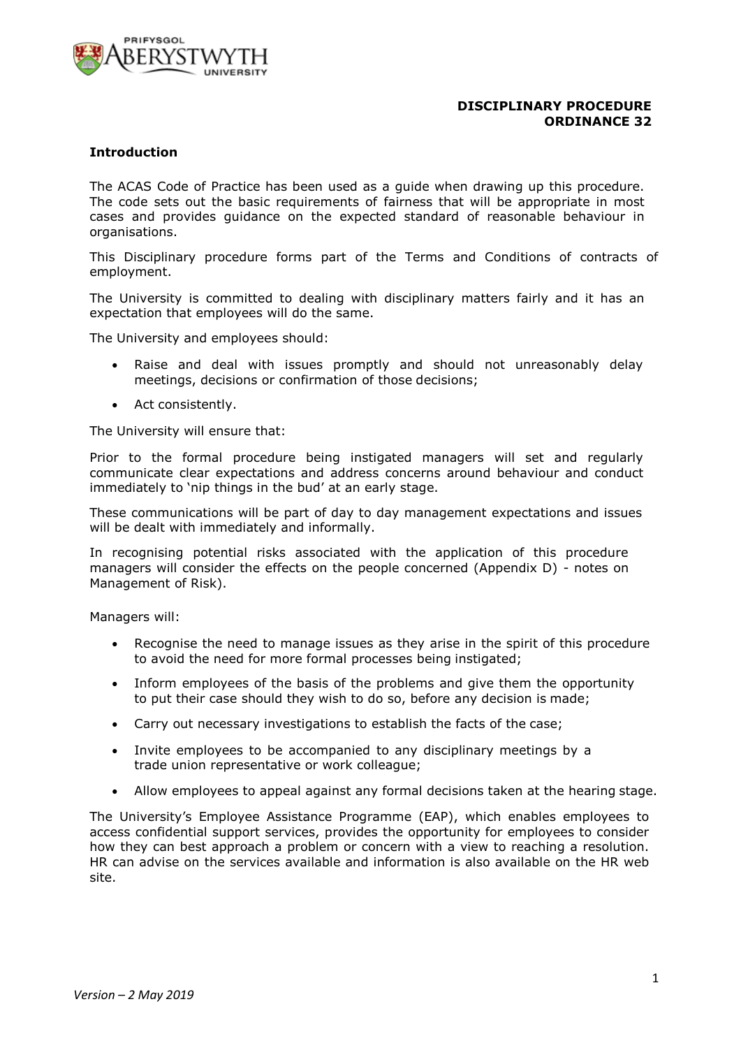**DISCIPLINARY PROCEDURE**
**ORDINANCE 32**

## Introduction

The ACAS Code of Practice has been used as a guide when drawing up this procedure. The code sets out the basic requirements of fairness that will be appropriate in most cases and provides guidance on the expected standard of reasonable behaviour in organisations.

This Disciplinary procedure forms part of the Terms and Conditions of contracts of employment.

The University is committed to dealing with disciplinary matters fairly and it has an expectation that employees will do the same.

The University and employees should:

- Raise and deal with issues promptly and should not unreasonably delay meetings, decisions or confirmation of those decisions;
- Act consistently.

The University will ensure that:

Prior to the formal procedure being instigated managers will set and regularly communicate clear expectations and address concerns around behaviour and conduct immediately to 'nip things in the bud' at an early stage.

These communications will be part of day to day management expectations and issues will be dealt with immediately and informally.

In recognising potential risks associated with the application of this procedure managers will consider the effects on the people concerned (Appendix D) - notes on Management of Risk).

Managers will:

- Recognise the need to manage issues as they arise in the spirit of this procedure to avoid the need for more formal processes being instigated;
- Inform employees of the basis of the problems and give them the opportunity to put their case should they wish to do so, before any decision is made;
- Carry out necessary investigations to establish the facts of the case;
- Invite employees to be accompanied to any disciplinary meetings by a trade union representative or work colleague;
- Allow employees to appeal against any formal decisions taken at the hearing stage.

The University's Employee Assistance Programme (EAP), which enables employees to access confidential support services, provides the opportunity for employees to consider how they can best approach a problem or concern with a view to reaching a resolution. HR can advise on the services available and information is also available on the HR web site.

*Version – 2 May 2019*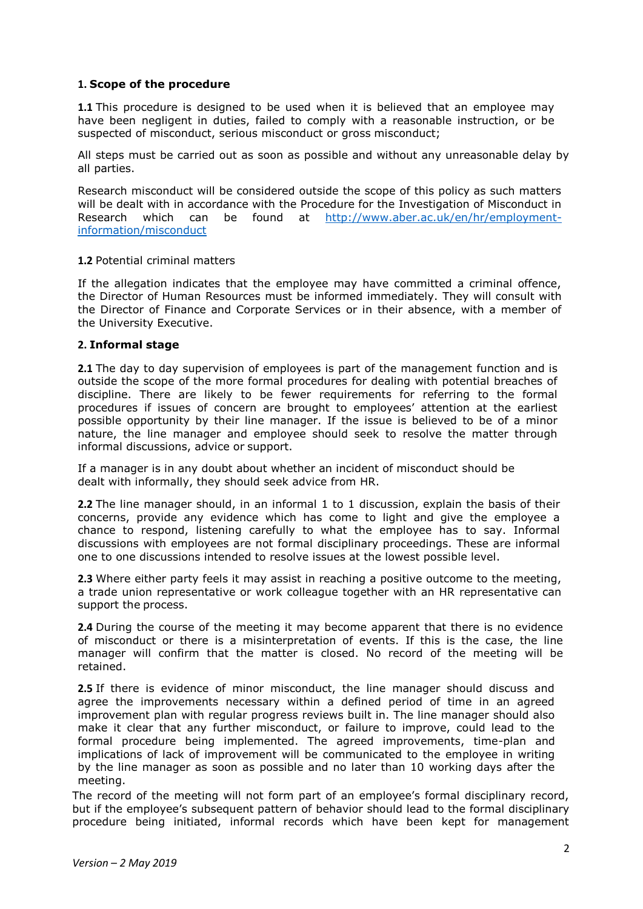## 1. Scope of the procedure

**1.1** This procedure is designed to be used when it is believed that an employee may have been negligent in duties, failed to comply with a reasonable instruction, or be suspected of misconduct, serious misconduct or gross misconduct;

All steps must be carried out as soon as possible and without any unreasonable delay by all parties.

Research misconduct will be considered outside the scope of this policy as such matters will be dealt with in accordance with the Procedure for the Investigation of Misconduct in Research which can be found at [http://www.aber.ac.uk/en/hr/employment-information/misconduct](http://www.aber.ac.uk/en/hr/employment-information/misconduct)

**1.2** Potential criminal matters

If the allegation indicates that the employee may have committed a criminal offence, the Director of Human Resources must be informed immediately. They will consult with the Director of Finance and Corporate Services or in their absence, with a member of the University Executive.

## 2. Informal stage

**2.1** The day to day supervision of employees is part of the management function and is outside the scope of the more formal procedures for dealing with potential breaches of discipline. There are likely to be fewer requirements for referring to the formal procedures if issues of concern are brought to employees' attention at the earliest possible opportunity by their line manager. If the issue is believed to be of a minor nature, the line manager and employee should seek to resolve the matter through informal discussions, advice or support.

If a manager is in any doubt about whether an incident of misconduct should be dealt with informally, they should seek advice from HR.

**2.2** The line manager should, in an informal 1 to 1 discussion, explain the basis of their concerns, provide any evidence which has come to light and give the employee a chance to respond, listening carefully to what the employee has to say. Informal discussions with employees are not formal disciplinary proceedings. These are informal one to one discussions intended to resolve issues at the lowest possible level.

**2.3** Where either party feels it may assist in reaching a positive outcome to the meeting, a trade union representative or work colleague together with an HR representative can support the process.

**2.4** During the course of the meeting it may become apparent that there is no evidence of misconduct or there is a misinterpretation of events. If this is the case, the line manager will confirm that the matter is closed. No record of the meeting will be retained.

**2.5** If there is evidence of minor misconduct, the line manager should discuss and agree the improvements necessary within a defined period of time in an agreed improvement plan with regular progress reviews built in. The line manager should also make it clear that any further misconduct, or failure to improve, could lead to the formal procedure being implemented. The agreed improvements, time-plan and implications of lack of improvement will be communicated to the employee in writing by the line manager as soon as possible and no later than 10 working days after the meeting.

The record of the meeting will not form part of an employee's formal disciplinary record, but if the employee's subsequent pattern of behavior should lead to the formal disciplinary procedure being initiated, informal records which have been kept for management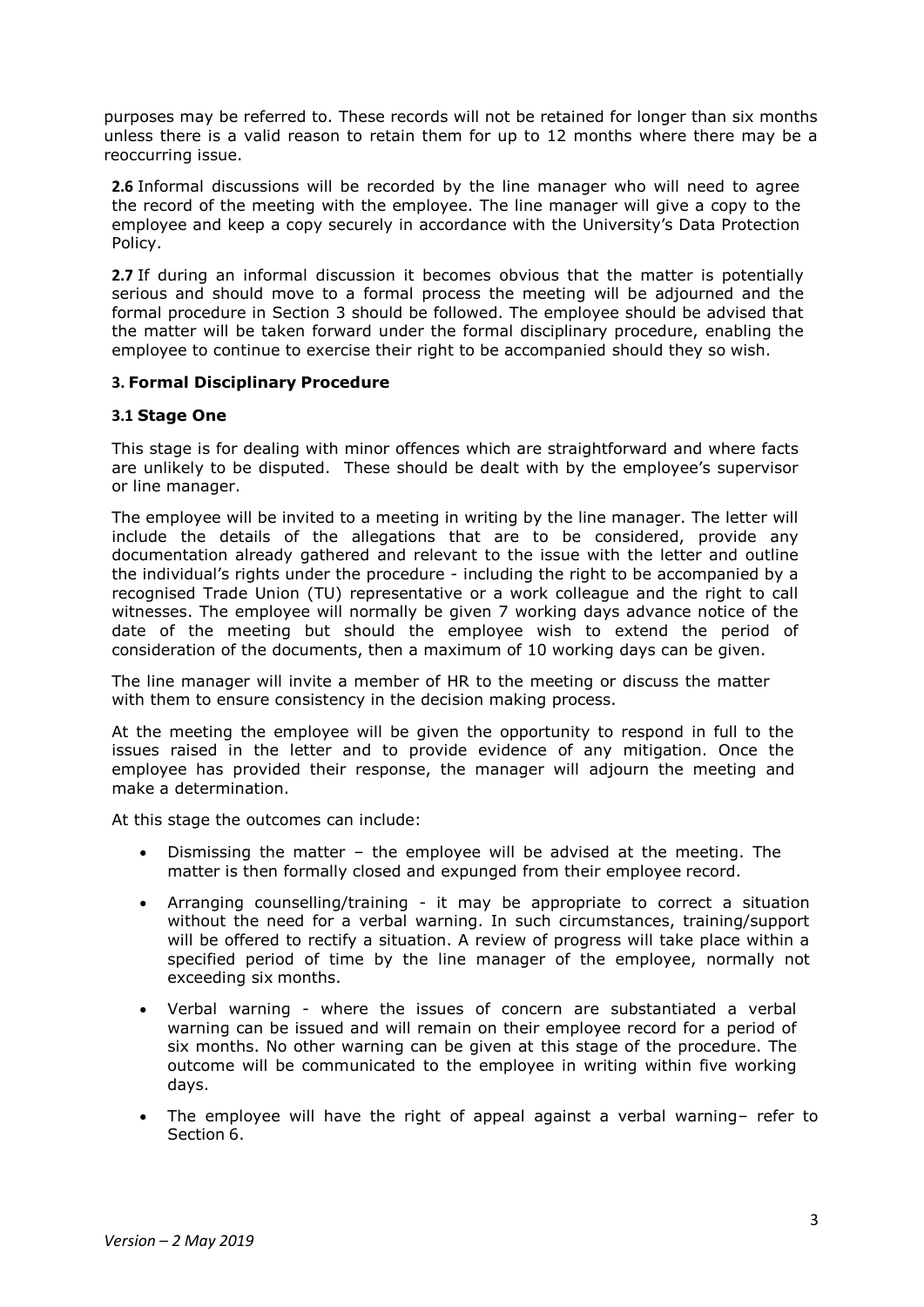purposes may be referred to. These records will not be retained for longer than six months unless there is a valid reason to retain them for up to 12 months where there may be a reoccurring issue.

**2.6** Informal discussions will be recorded by the line manager who will need to agree the record of the meeting with the employee. The line manager will give a copy to the employee and keep a copy securely in accordance with the University's Data Protection Policy.

**2.7** If during an informal discussion it becomes obvious that the matter is potentially serious and should move to a formal process the meeting will be adjourned and the formal procedure in Section 3 should be followed. The employee should be advised that the matter will be taken forward under the formal disciplinary procedure, enabling the employee to continue to exercise their right to be accompanied should they so wish.

## 3. Formal Disciplinary Procedure

### 3.1 Stage One

This stage is for dealing with minor offences which are straightforward and where facts are unlikely to be disputed. These should be dealt with by the employee's supervisor or line manager.

The employee will be invited to a meeting in writing by the line manager. The letter will include the details of the allegations that are to be considered, provide any documentation already gathered and relevant to the issue with the letter and outline the individual's rights under the procedure - including the right to be accompanied by a recognised Trade Union (TU) representative or a work colleague and the right to call witnesses. The employee will normally be given 7 working days advance notice of the date of the meeting but should the employee wish to extend the period of consideration of the documents, then a maximum of 10 working days can be given.

The line manager will invite a member of HR to the meeting or discuss the matter with them to ensure consistency in the decision making process.

At the meeting the employee will be given the opportunity to respond in full to the issues raised in the letter and to provide evidence of any mitigation. Once the employee has provided their response, the manager will adjourn the meeting and make a determination.

At this stage the outcomes can include:

- Dismissing the matter – the employee will be advised at the meeting. The matter is then formally closed and expunged from their employee record.
- Arranging counselling/training - it may be appropriate to correct a situation without the need for a verbal warning. In such circumstances, training/support will be offered to rectify a situation. A review of progress will take place within a specified period of time by the line manager of the employee, normally not exceeding six months.
- Verbal warning - where the issues of concern are substantiated a verbal warning can be issued and will remain on their employee record for a period of six months. No other warning can be given at this stage of the procedure. The outcome will be communicated to the employee in writing within five working days.
- The employee will have the right of appeal against a verbal warning– refer to Section 6.

*Version – 2 May 2019*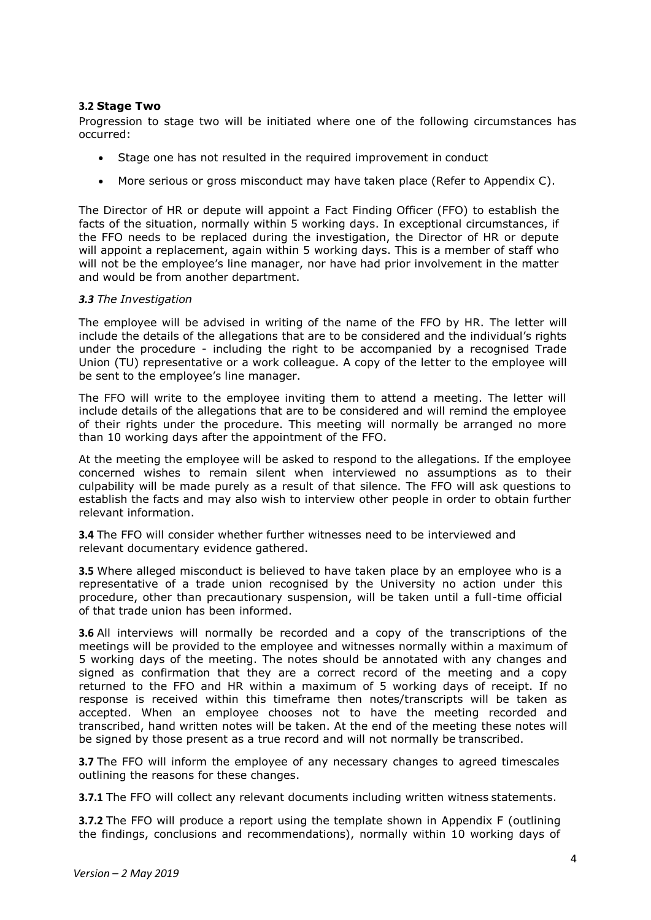### **3.2 Stage Two**

Progression to stage two will be initiated where one of the following circumstances has occurred:

- Stage one has not resulted in the required improvement in conduct
- More serious or gross misconduct may have taken place (Refer to Appendix C).

The Director of HR or depute will appoint a Fact Finding Officer (FFO) to establish the facts of the situation, normally within 5 working days. In exceptional circumstances, if the FFO needs to be replaced during the investigation, the Director of HR or depute will appoint a replacement, again within 5 working days. This is a member of staff who will not be the employee's line manager, nor have had prior involvement in the matter and would be from another department.

***3.3** The Investigation*

The employee will be advised in writing of the name of the FFO by HR. The letter will include the details of the allegations that are to be considered and the individual's rights under the procedure - including the right to be accompanied by a recognised Trade Union (TU) representative or a work colleague. A copy of the letter to the employee will be sent to the employee's line manager.

The FFO will write to the employee inviting them to attend a meeting. The letter will include details of the allegations that are to be considered and will remind the employee of their rights under the procedure. This meeting will normally be arranged no more than 10 working days after the appointment of the FFO.

At the meeting the employee will be asked to respond to the allegations. If the employee concerned wishes to remain silent when interviewed no assumptions as to their culpability will be made purely as a result of that silence. The FFO will ask questions to establish the facts and may also wish to interview other people in order to obtain further relevant information.

**3.4** The FFO will consider whether further witnesses need to be interviewed and relevant documentary evidence gathered.

**3.5** Where alleged misconduct is believed to have taken place by an employee who is a representative of a trade union recognised by the University no action under this procedure, other than precautionary suspension, will be taken until a full-time official of that trade union has been informed.

**3.6** All interviews will normally be recorded and a copy of the transcriptions of the meetings will be provided to the employee and witnesses normally within a maximum of 5 working days of the meeting. The notes should be annotated with any changes and signed as confirmation that they are a correct record of the meeting and a copy returned to the FFO and HR within a maximum of 5 working days of receipt. If no response is received within this timeframe then notes/transcripts will be taken as accepted. When an employee chooses not to have the meeting recorded and transcribed, hand written notes will be taken. At the end of the meeting these notes will be signed by those present as a true record and will not normally be transcribed.

**3.7** The FFO will inform the employee of any necessary changes to agreed timescales outlining the reasons for these changes.

**3.7.1** The FFO will collect any relevant documents including written witness statements.

**3.7.2** The FFO will produce a report using the template shown in Appendix F (outlining the findings, conclusions and recommendations), normally within 10 working days of

*Version – 2 May 2019*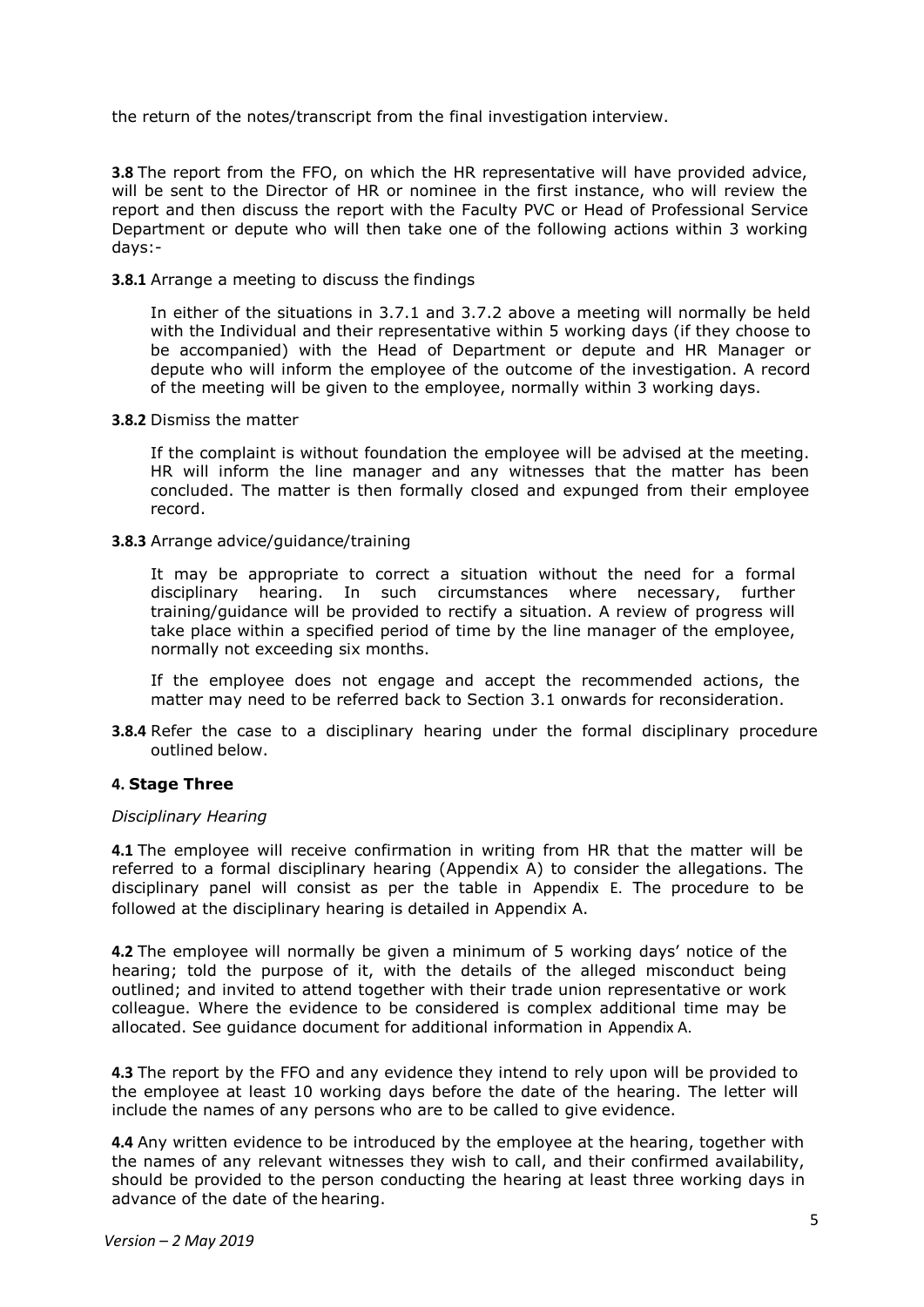the return of the notes/transcript from the final investigation interview.

**3.8** The report from the FFO, on which the HR representative will have provided advice, will be sent to the Director of HR or nominee in the first instance, who will review the report and then discuss the report with the Faculty PVC or Head of Professional Service Department or depute who will then take one of the following actions within 3 working days:-

**3.8.1** Arrange a meeting to discuss the findings

In either of the situations in 3.7.1 and 3.7.2 above a meeting will normally be held with the Individual and their representative within 5 working days (if they choose to be accompanied) with the Head of Department or depute and HR Manager or depute who will inform the employee of the outcome of the investigation. A record of the meeting will be given to the employee, normally within 3 working days.

**3.8.2** Dismiss the matter

If the complaint is without foundation the employee will be advised at the meeting. HR will inform the line manager and any witnesses that the matter has been concluded. The matter is then formally closed and expunged from their employee record.

**3.8.3** Arrange advice/guidance/training

It may be appropriate to correct a situation without the need for a formal disciplinary hearing. In such circumstances where necessary, further training/guidance will be provided to rectify a situation. A review of progress will take place within a specified period of time by the line manager of the employee, normally not exceeding six months.

If the employee does not engage and accept the recommended actions, the matter may need to be referred back to Section 3.1 onwards for reconsideration.

**3.8.4** Refer the case to a disciplinary hearing under the formal disciplinary procedure outlined below.

## 4. Stage Three

*Disciplinary Hearing*

**4.1** The employee will receive confirmation in writing from HR that the matter will be referred to a formal disciplinary hearing (Appendix A) to consider the allegations. The disciplinary panel will consist as per the table in Appendix E. The procedure to be followed at the disciplinary hearing is detailed in Appendix A.

**4.2** The employee will normally be given a minimum of 5 working days' notice of the hearing; told the purpose of it, with the details of the alleged misconduct being outlined; and invited to attend together with their trade union representative or work colleague. Where the evidence to be considered is complex additional time may be allocated. See guidance document for additional information in Appendix A.

**4.3** The report by the FFO and any evidence they intend to rely upon will be provided to the employee at least 10 working days before the date of the hearing. The letter will include the names of any persons who are to be called to give evidence.

**4.4** Any written evidence to be introduced by the employee at the hearing, together with the names of any relevant witnesses they wish to call, and their confirmed availability, should be provided to the person conducting the hearing at least three working days in advance of the date of the hearing.

*Version – 2 May 2019*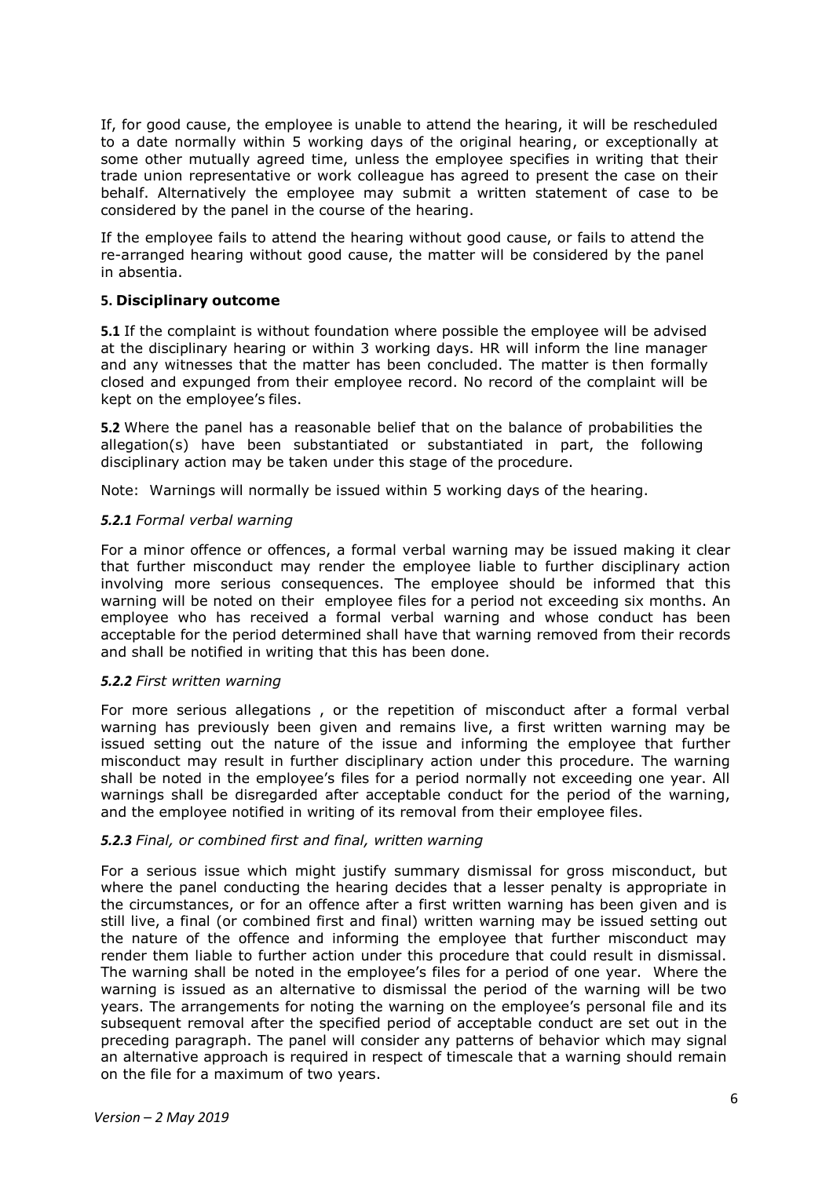If, for good cause, the employee is unable to attend the hearing, it will be rescheduled to a date normally within 5 working days of the original hearing, or exceptionally at some other mutually agreed time, unless the employee specifies in writing that their trade union representative or work colleague has agreed to present the case on their behalf. Alternatively the employee may submit a written statement of case to be considered by the panel in the course of the hearing.

If the employee fails to attend the hearing without good cause, or fails to attend the re-arranged hearing without good cause, the matter will be considered by the panel in absentia.

## 5. Disciplinary outcome

**5.1** If the complaint is without foundation where possible the employee will be advised at the disciplinary hearing or within 3 working days. HR will inform the line manager and any witnesses that the matter has been concluded. The matter is then formally closed and expunged from their employee record. No record of the complaint will be kept on the employee's files.

**5.2** Where the panel has a reasonable belief that on the balance of probabilities the allegation(s) have been substantiated or substantiated in part, the following disciplinary action may be taken under this stage of the procedure.

Note: Warnings will normally be issued within 5 working days of the hearing.

### *5.2.1 Formal verbal warning*

For a minor offence or offences, a formal verbal warning may be issued making it clear that further misconduct may render the employee liable to further disciplinary action involving more serious consequences. The employee should be informed that this warning will be noted on their employee files for a period not exceeding six months. An employee who has received a formal verbal warning and whose conduct has been acceptable for the period determined shall have that warning removed from their records and shall be notified in writing that this has been done.

### *5.2.2 First written warning*

For more serious allegations , or the repetition of misconduct after a formal verbal warning has previously been given and remains live, a first written warning may be issued setting out the nature of the issue and informing the employee that further misconduct may result in further disciplinary action under this procedure. The warning shall be noted in the employee's files for a period normally not exceeding one year. All warnings shall be disregarded after acceptable conduct for the period of the warning, and the employee notified in writing of its removal from their employee files.

### *5.2.3 Final, or combined first and final, written warning*

For a serious issue which might justify summary dismissal for gross misconduct, but where the panel conducting the hearing decides that a lesser penalty is appropriate in the circumstances, or for an offence after a first written warning has been given and is still live, a final (or combined first and final) written warning may be issued setting out the nature of the offence and informing the employee that further misconduct may render them liable to further action under this procedure that could result in dismissal. The warning shall be noted in the employee's files for a period of one year. Where the warning is issued as an alternative to dismissal the period of the warning will be two years. The arrangements for noting the warning on the employee's personal file and its subsequent removal after the specified period of acceptable conduct are set out in the preceding paragraph. The panel will consider any patterns of behavior which may signal an alternative approach is required in respect of timescale that a warning should remain on the file for a maximum of two years.

*Version – 2 May 2019*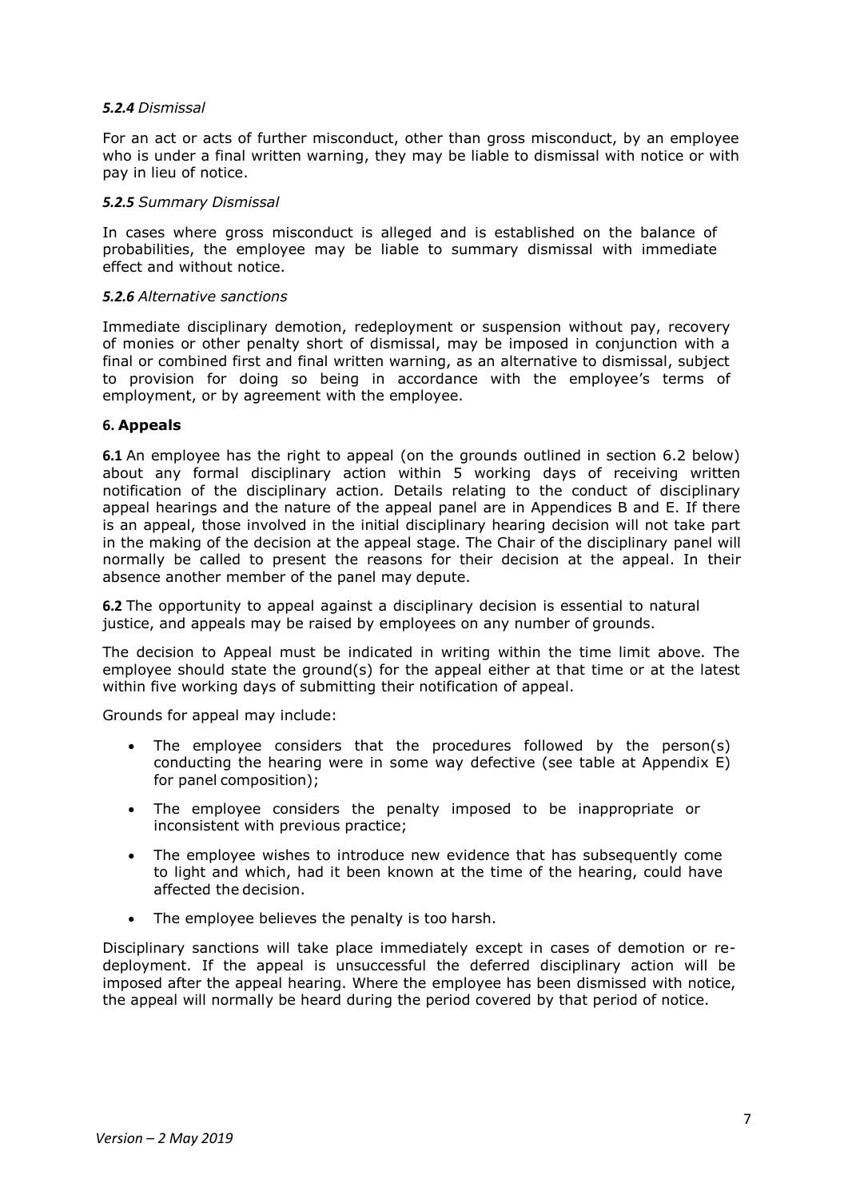#### *5.2.4 Dismissal*

For an act or acts of further misconduct, other than gross misconduct, by an employee who is under a final written warning, they may be liable to dismissal with notice or with pay in lieu of notice.

#### *5.2.5 Summary Dismissal*

In cases where gross misconduct is alleged and is established on the balance of probabilities, the employee may be liable to summary dismissal with immediate effect and without notice.

#### *5.2.6 Alternative sanctions*

Immediate disciplinary demotion, redeployment or suspension without pay, recovery of monies or other penalty short of dismissal, may be imposed in conjunction with a final or combined first and final written warning, as an alternative to dismissal, subject to provision for doing so being in accordance with the employee's terms of employment, or by agreement with the employee.

## 6. Appeals

**6.1** An employee has the right to appeal (on the grounds outlined in section 6.2 below) about any formal disciplinary action within 5 working days of receiving written notification of the disciplinary action. Details relating to the conduct of disciplinary appeal hearings and the nature of the appeal panel are in Appendices B and E. If there is an appeal, those involved in the initial disciplinary hearing decision will not take part in the making of the decision at the appeal stage. The Chair of the disciplinary panel will normally be called to present the reasons for their decision at the appeal. In their absence another member of the panel may depute.

**6.2** The opportunity to appeal against a disciplinary decision is essential to natural justice, and appeals may be raised by employees on any number of grounds.

The decision to Appeal must be indicated in writing within the time limit above. The employee should state the ground(s) for the appeal either at that time or at the latest within five working days of submitting their notification of appeal.

Grounds for appeal may include:

- The employee considers that the procedures followed by the person(s) conducting the hearing were in some way defective (see table at Appendix E) for panel composition);
- The employee considers the penalty imposed to be inappropriate or inconsistent with previous practice;
- The employee wishes to introduce new evidence that has subsequently come to light and which, had it been known at the time of the hearing, could have affected the decision.
- The employee believes the penalty is too harsh.

Disciplinary sanctions will take place immediately except in cases of demotion or re-deployment. If the appeal is unsuccessful the deferred disciplinary action will be imposed after the appeal hearing. Where the employee has been dismissed with notice, the appeal will normally be heard during the period covered by that period of notice.

*Version – 2 May 2019*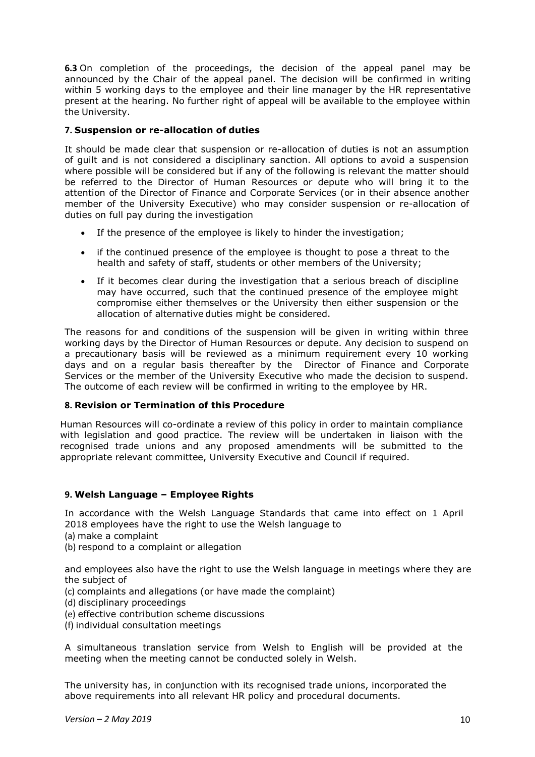**6.3** On completion of the proceedings, the decision of the appeal panel may be announced by the Chair of the appeal panel. The decision will be confirmed in writing within 5 working days to the employee and their line manager by the HR representative present at the hearing. No further right of appeal will be available to the employee within the University.

### 7. Suspension or re-allocation of duties

It should be made clear that suspension or re-allocation of duties is not an assumption of guilt and is not considered a disciplinary sanction. All options to avoid a suspension where possible will be considered but if any of the following is relevant the matter should be referred to the Director of Human Resources or depute who will bring it to the attention of the Director of Finance and Corporate Services (or in their absence another member of the University Executive) who may consider suspension or re-allocation of duties on full pay during the investigation

- If the presence of the employee is likely to hinder the investigation;
- if the continued presence of the employee is thought to pose a threat to the health and safety of staff, students or other members of the University;
- If it becomes clear during the investigation that a serious breach of discipline may have occurred, such that the continued presence of the employee might compromise either themselves or the University then either suspension or the allocation of alternative duties might be considered.

The reasons for and conditions of the suspension will be given in writing within three working days by the Director of Human Resources or depute. Any decision to suspend on a precautionary basis will be reviewed as a minimum requirement every 10 working days and on a regular basis thereafter by the Director of Finance and Corporate Services or the member of the University Executive who made the decision to suspend. The outcome of each review will be confirmed in writing to the employee by HR.

### 8. Revision or Termination of this Procedure

Human Resources will co-ordinate a review of this policy in order to maintain compliance with legislation and good practice. The review will be undertaken in liaison with the recognised trade unions and any proposed amendments will be submitted to the appropriate relevant committee, University Executive and Council if required.

### 9. Welsh Language – Employee Rights

In accordance with the Welsh Language Standards that came into effect on 1 April 2018 employees have the right to use the Welsh language to
(a) make a complaint
(b) respond to a complaint or allegation

and employees also have the right to use the Welsh language in meetings where they are the subject of
(c) complaints and allegations (or have made the complaint)
(d) disciplinary proceedings
(e) effective contribution scheme discussions
(f) individual consultation meetings

A simultaneous translation service from Welsh to English will be provided at the meeting when the meeting cannot be conducted solely in Welsh.

The university has, in conjunction with its recognised trade unions, incorporated the above requirements into all relevant HR policy and procedural documents.

*Version – 2 May 2019*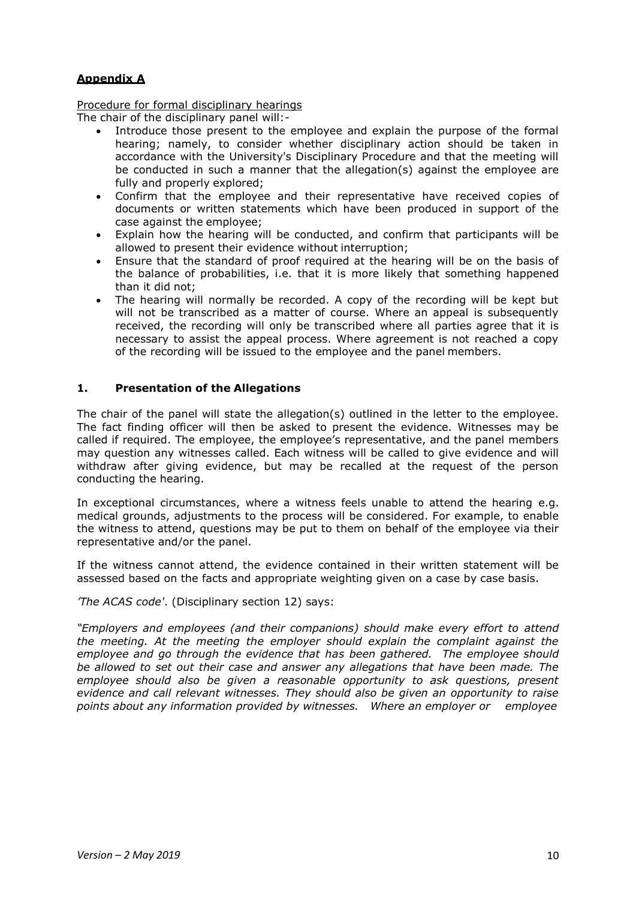## **Appendix A**

Procedure for formal disciplinary hearings

The chair of the disciplinary panel will:-

- Introduce those present to the employee and explain the purpose of the formal hearing; namely, to consider whether disciplinary action should be taken in accordance with the University's Disciplinary Procedure and that the meeting will be conducted in such a manner that the allegation(s) against the employee are fully and properly explored;
- Confirm that the employee and their representative have received copies of documents or written statements which have been produced in support of the case against the employee;
- Explain how the hearing will be conducted, and confirm that participants will be allowed to present their evidence without interruption;
- Ensure that the standard of proof required at the hearing will be on the basis of the balance of probabilities, i.e. that it is more likely that something happened than it did not;
- The hearing will normally be recorded. A copy of the recording will be kept but will not be transcribed as a matter of course. Where an appeal is subsequently received, the recording will only be transcribed where all parties agree that it is necessary to assist the appeal process. Where agreement is not reached a copy of the recording will be issued to the employee and the panel members.

### **1. Presentation of the Allegations**

The chair of the panel will state the allegation(s) outlined in the letter to the employee. The fact finding officer will then be asked to present the evidence. Witnesses may be called if required. The employee, the employee's representative, and the panel members may question any witnesses called. Each witness will be called to give evidence and will withdraw after giving evidence, but may be recalled at the request of the person conducting the hearing.

In exceptional circumstances, where a witness feels unable to attend the hearing e.g. medical grounds, adjustments to the process will be considered. For example, to enable the witness to attend, questions may be put to them on behalf of the employee via their representative and/or the panel.

If the witness cannot attend, the evidence contained in their written statement will be assessed based on the facts and appropriate weighting given on a case by case basis.

*'The ACAS code'*. (Disciplinary section 12) says:

*"Employers and employees (and their companions) should make every effort to attend the meeting. At the meeting the employer should explain the complaint against the employee and go through the evidence that has been gathered. The employee should be allowed to set out their case and answer any allegations that have been made. The employee should also be given a reasonable opportunity to ask questions, present evidence and call relevant witnesses. They should also be given an opportunity to raise points about any information provided by witnesses. Where an employer or employee*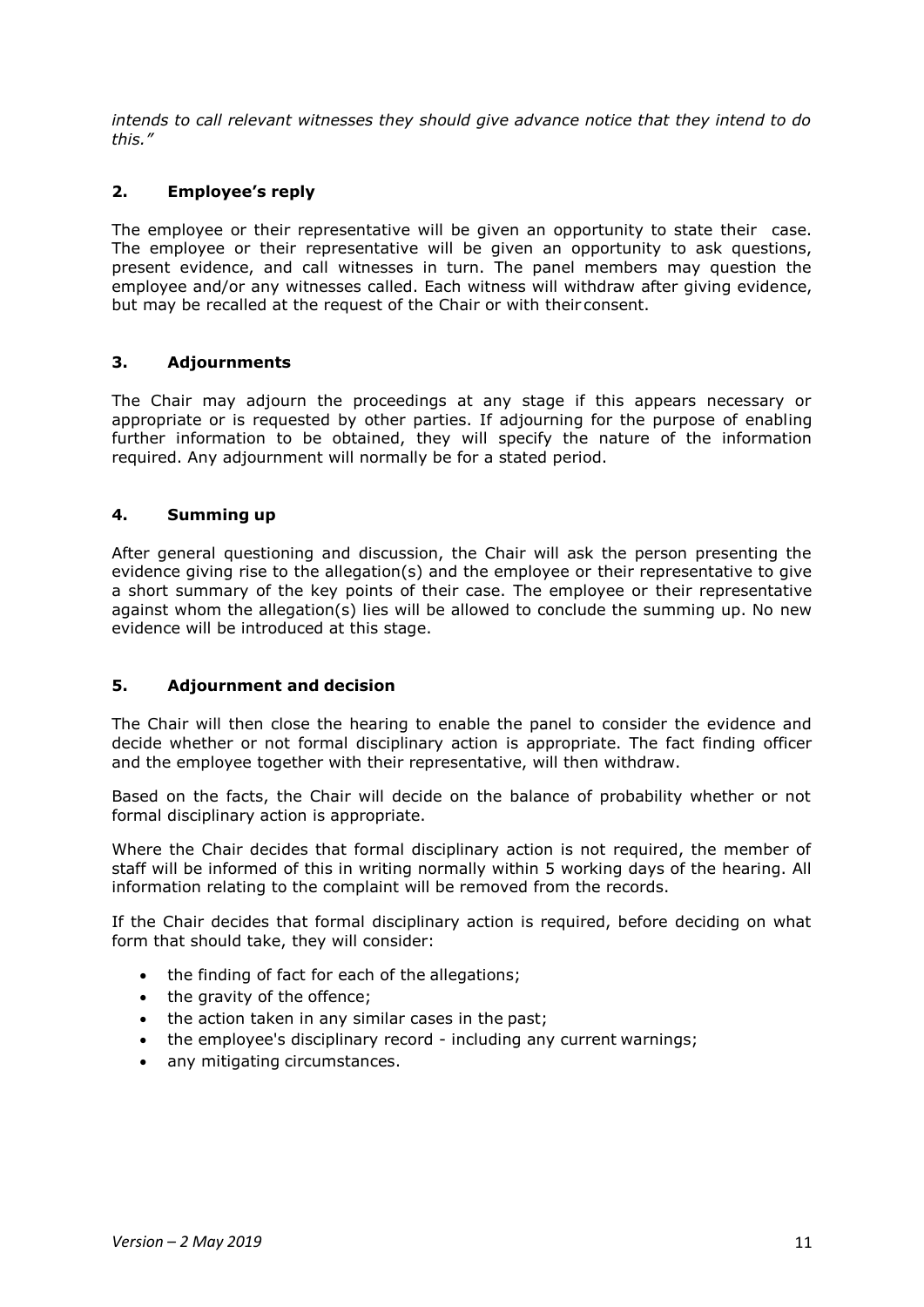*intends to call relevant witnesses they should give advance notice that they intend to do this."*

## 2. Employee's reply

The employee or their representative will be given an opportunity to state their case. The employee or their representative will be given an opportunity to ask questions, present evidence, and call witnesses in turn. The panel members may question the employee and/or any witnesses called. Each witness will withdraw after giving evidence, but may be recalled at the request of the Chair or with their consent.

## 3. Adjournments

The Chair may adjourn the proceedings at any stage if this appears necessary or appropriate or is requested by other parties. If adjourning for the purpose of enabling further information to be obtained, they will specify the nature of the information required. Any adjournment will normally be for a stated period.

## 4. Summing up

After general questioning and discussion, the Chair will ask the person presenting the evidence giving rise to the allegation(s) and the employee or their representative to give a short summary of the key points of their case. The employee or their representative against whom the allegation(s) lies will be allowed to conclude the summing up. No new evidence will be introduced at this stage.

## 5. Adjournment and decision

The Chair will then close the hearing to enable the panel to consider the evidence and decide whether or not formal disciplinary action is appropriate. The fact finding officer and the employee together with their representative, will then withdraw.

Based on the facts, the Chair will decide on the balance of probability whether or not formal disciplinary action is appropriate.

Where the Chair decides that formal disciplinary action is not required, the member of staff will be informed of this in writing normally within 5 working days of the hearing. All information relating to the complaint will be removed from the records.

If the Chair decides that formal disciplinary action is required, before deciding on what form that should take, they will consider:

- the finding of fact for each of the allegations;
- the gravity of the offence;
- the action taken in any similar cases in the past;
- the employee's disciplinary record - including any current warnings;
- any mitigating circumstances.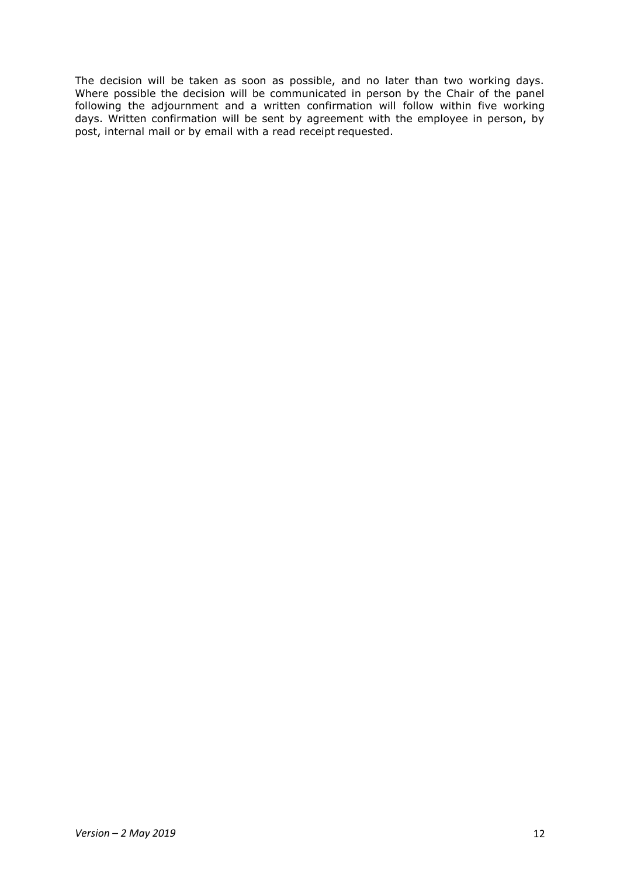The decision will be taken as soon as possible, and no later than two working days. Where possible the decision will be communicated in person by the Chair of the panel following the adjournment and a written confirmation will follow within five working days. Written confirmation will be sent by agreement with the employee in person, by post, internal mail or by email with a read receipt requested.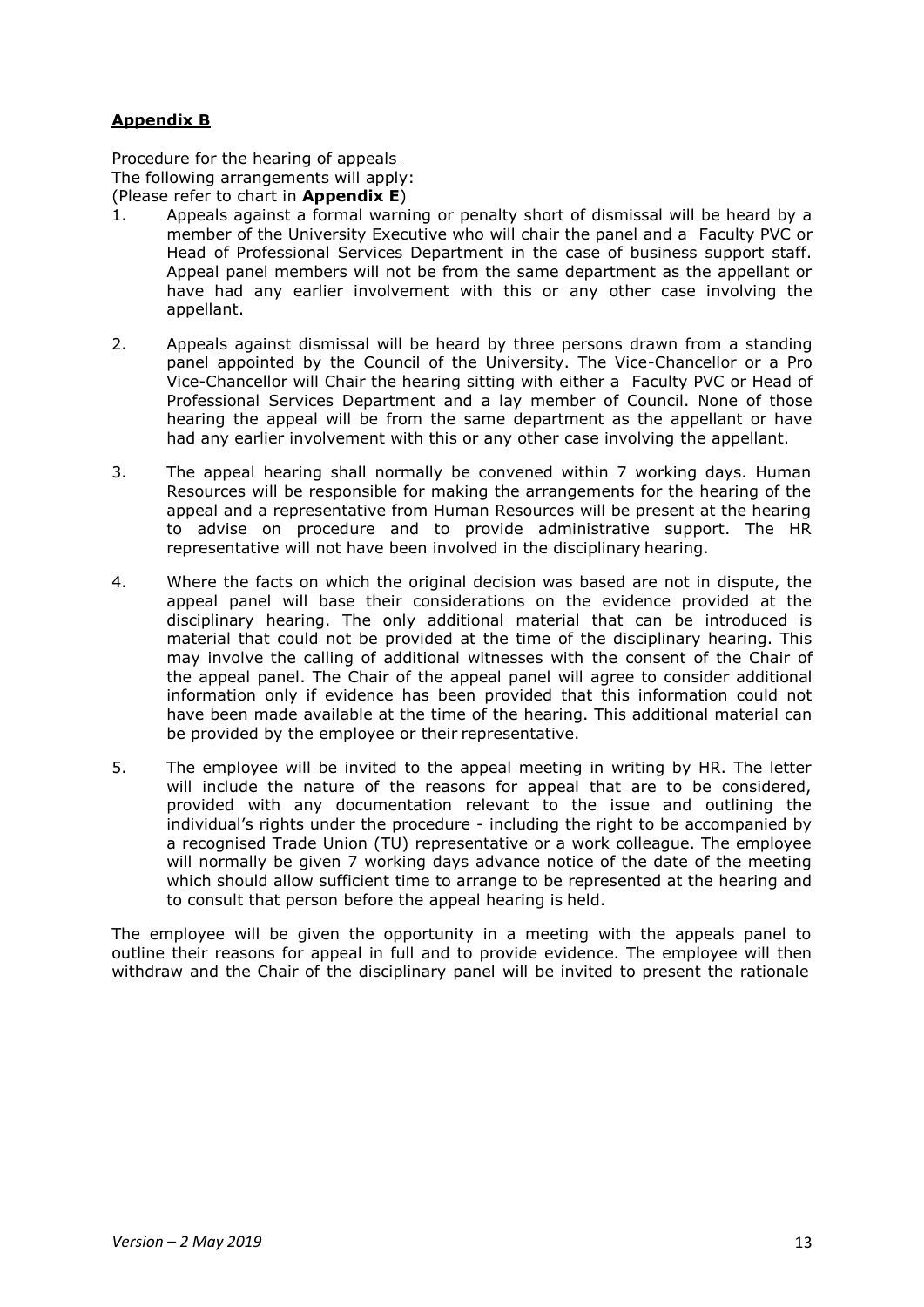## **Appendix B**

Procedure for the hearing of appeals
The following arrangements will apply:
(Please refer to chart in **Appendix E**)

1. Appeals against a formal warning or penalty short of dismissal will be heard by a member of the University Executive who will chair the panel and a Faculty PVC or Head of Professional Services Department in the case of business support staff. Appeal panel members will not be from the same department as the appellant or have had any earlier involvement with this or any other case involving the appellant.

2. Appeals against dismissal will be heard by three persons drawn from a standing panel appointed by the Council of the University. The Vice-Chancellor or a Pro Vice-Chancellor will Chair the hearing sitting with either a Faculty PVC or Head of Professional Services Department and a lay member of Council. None of those hearing the appeal will be from the same department as the appellant or have had any earlier involvement with this or any other case involving the appellant.

3. The appeal hearing shall normally be convened within 7 working days. Human Resources will be responsible for making the arrangements for the hearing of the appeal and a representative from Human Resources will be present at the hearing to advise on procedure and to provide administrative support. The HR representative will not have been involved in the disciplinary hearing.

4. Where the facts on which the original decision was based are not in dispute, the appeal panel will base their considerations on the evidence provided at the disciplinary hearing. The only additional material that can be introduced is material that could not be provided at the time of the disciplinary hearing. This may involve the calling of additional witnesses with the consent of the Chair of the appeal panel. The Chair of the appeal panel will agree to consider additional information only if evidence has been provided that this information could not have been made available at the time of the hearing. This additional material can be provided by the employee or their representative.

5. The employee will be invited to the appeal meeting in writing by HR. The letter will include the nature of the reasons for appeal that are to be considered, provided with any documentation relevant to the issue and outlining the individual's rights under the procedure - including the right to be accompanied by a recognised Trade Union (TU) representative or a work colleague. The employee will normally be given 7 working days advance notice of the date of the meeting which should allow sufficient time to arrange to be represented at the hearing and to consult that person before the appeal hearing is held.

The employee will be given the opportunity in a meeting with the appeals panel to outline their reasons for appeal in full and to provide evidence. The employee will then withdraw and the Chair of the disciplinary panel will be invited to present the rationale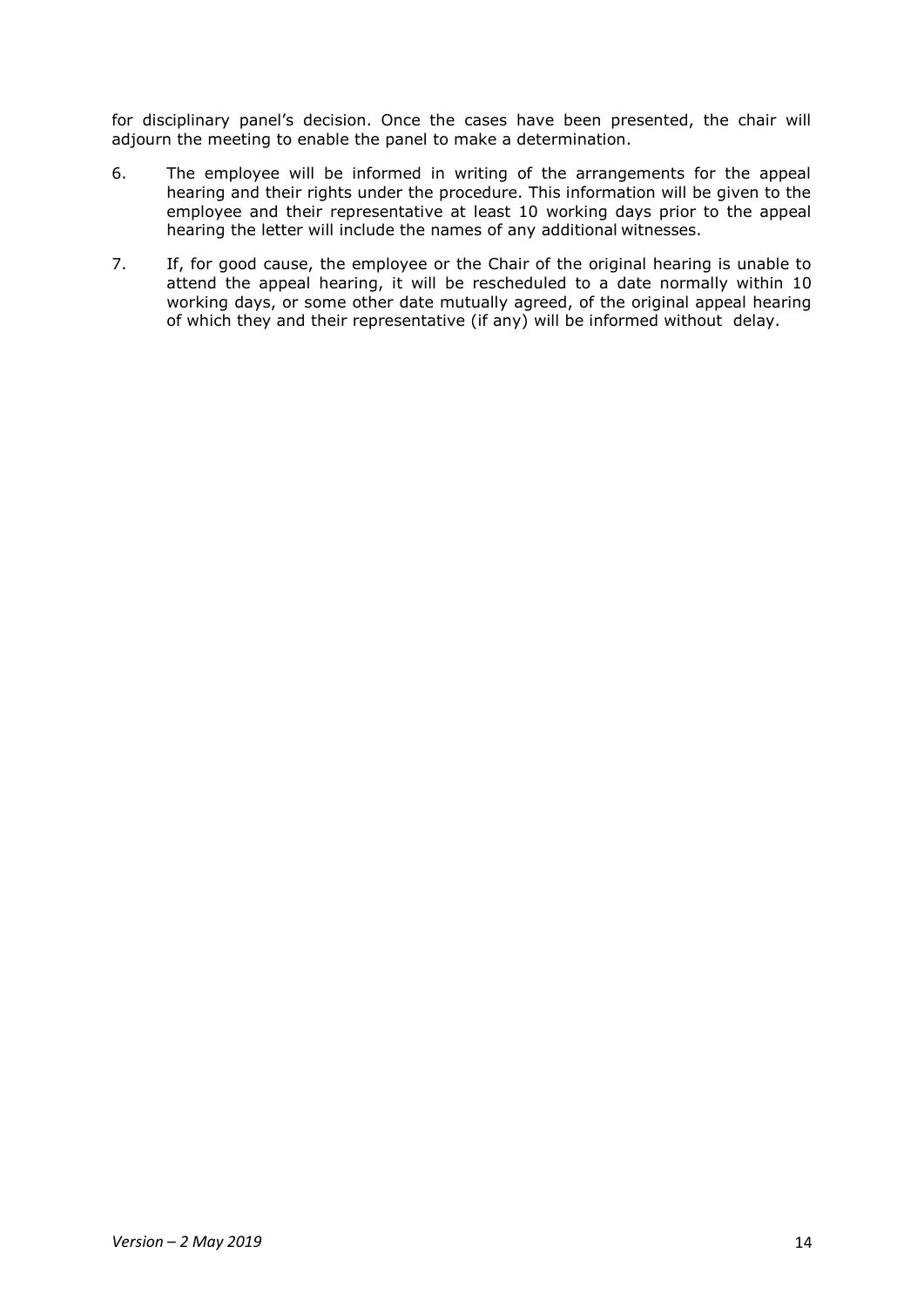for disciplinary panel's decision. Once the cases have been presented, the chair will adjourn the meeting to enable the panel to make a determination.

6. The employee will be informed in writing of the arrangements for the appeal hearing and their rights under the procedure. This information will be given to the employee and their representative at least 10 working days prior to the appeal hearing the letter will include the names of any additional witnesses.

7. If, for good cause, the employee or the Chair of the original hearing is unable to attend the appeal hearing, it will be rescheduled to a date normally within 10 working days, or some other date mutually agreed, of the original appeal hearing of which they and their representative (if any) will be informed without delay.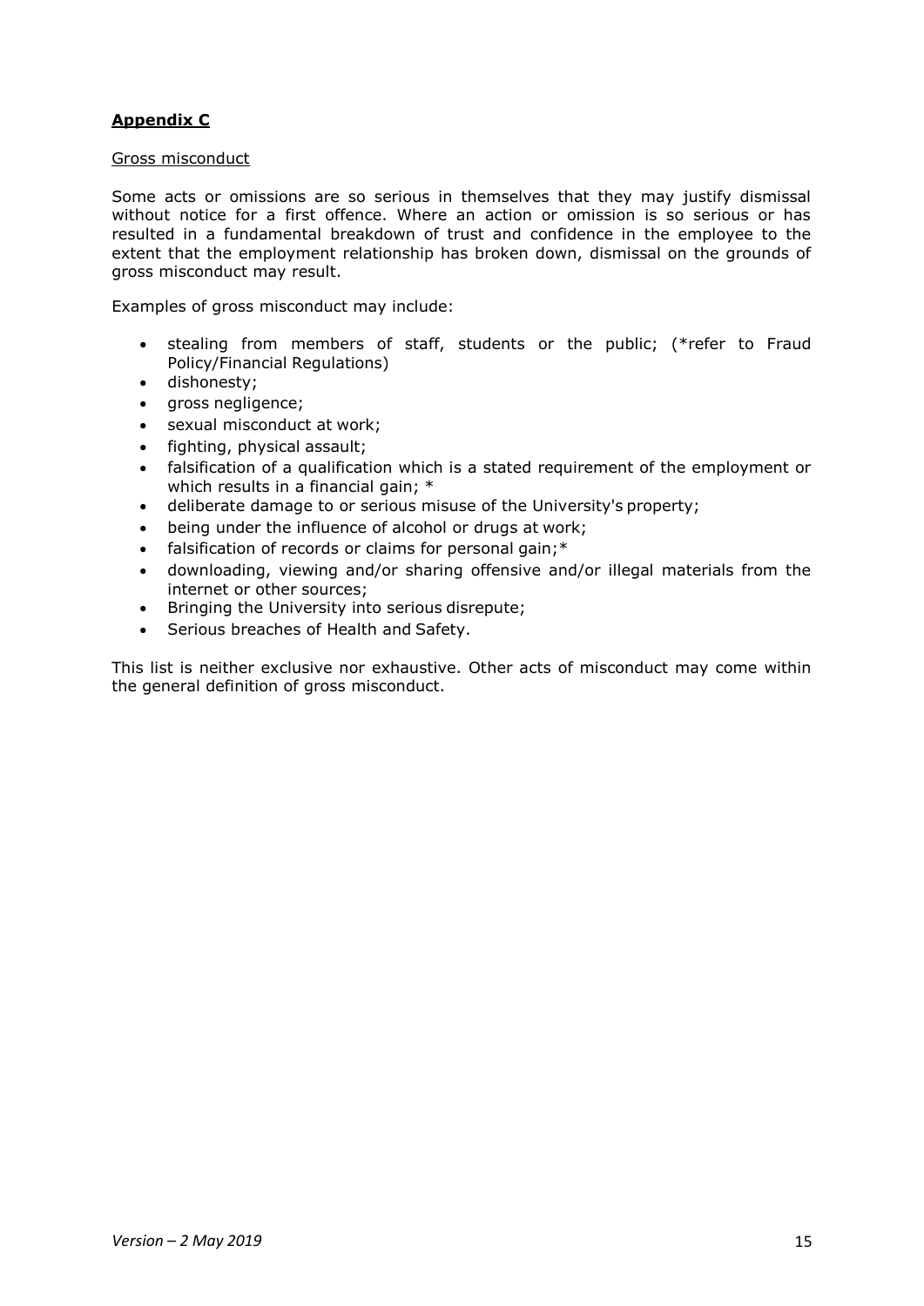**Appendix C**

Gross misconduct

Some acts or omissions are so serious in themselves that they may justify dismissal without notice for a first offence. Where an action or omission is so serious or has resulted in a fundamental breakdown of trust and confidence in the employee to the extent that the employment relationship has broken down, dismissal on the grounds of gross misconduct may result.

Examples of gross misconduct may include:

- stealing from members of staff, students or the public; (*refer to Fraud Policy/Financial Regulations)
- dishonesty;
- gross negligence;
- sexual misconduct at work;
- fighting, physical assault;
- falsification of a qualification which is a stated requirement of the employment or which results in a financial gain; *
- deliberate damage to or serious misuse of the University's property;
- being under the influence of alcohol or drugs at work;
- falsification of records or claims for personal gain;*
- downloading, viewing and/or sharing offensive and/or illegal materials from the internet or other sources;
- Bringing the University into serious disrepute;
- Serious breaches of Health and Safety.

This list is neither exclusive nor exhaustive. Other acts of misconduct may come within the general definition of gross misconduct.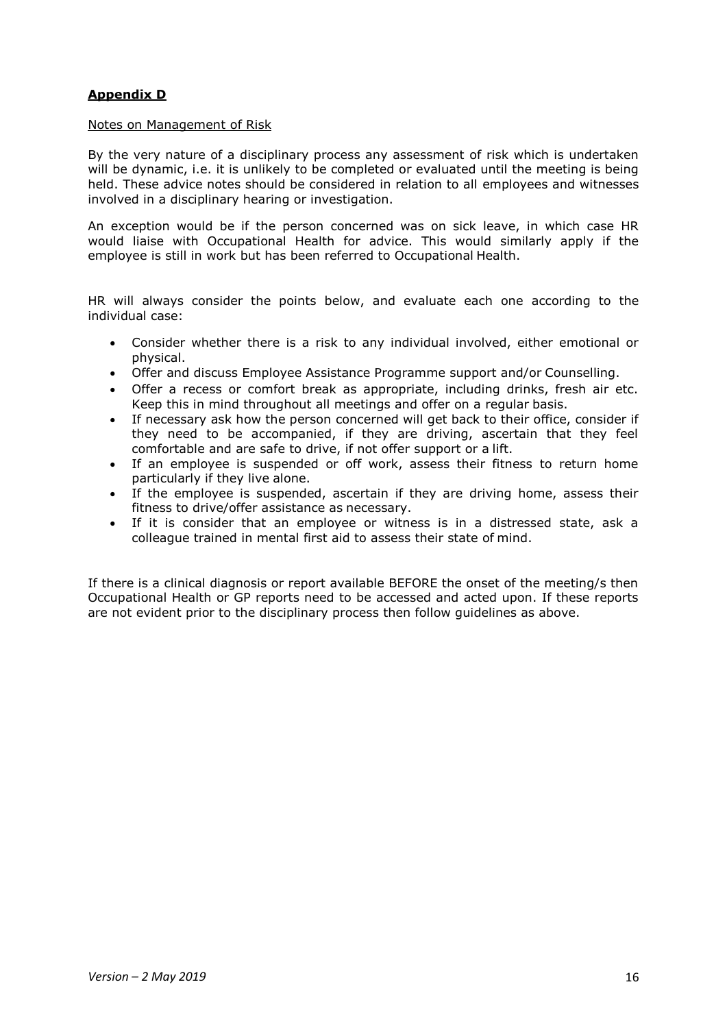## **Appendix D**

Notes on Management of Risk

By the very nature of a disciplinary process any assessment of risk which is undertaken will be dynamic, i.e. it is unlikely to be completed or evaluated until the meeting is being held. These advice notes should be considered in relation to all employees and witnesses involved in a disciplinary hearing or investigation.

An exception would be if the person concerned was on sick leave, in which case HR would liaise with Occupational Health for advice. This would similarly apply if the employee is still in work but has been referred to Occupational Health.

HR will always consider the points below, and evaluate each one according to the individual case:

- Consider whether there is a risk to any individual involved, either emotional or physical.
- Offer and discuss Employee Assistance Programme support and/or Counselling.
- Offer a recess or comfort break as appropriate, including drinks, fresh air etc. Keep this in mind throughout all meetings and offer on a regular basis.
- If necessary ask how the person concerned will get back to their office, consider if they need to be accompanied, if they are driving, ascertain that they feel comfortable and are safe to drive, if not offer support or a lift.
- If an employee is suspended or off work, assess their fitness to return home particularly if they live alone.
- If the employee is suspended, ascertain if they are driving home, assess their fitness to drive/offer assistance as necessary.
- If it is consider that an employee or witness is in a distressed state, ask a colleague trained in mental first aid to assess their state of mind.

If there is a clinical diagnosis or report available BEFORE the onset of the meeting/s then Occupational Health or GP reports need to be accessed and acted upon. If these reports are not evident prior to the disciplinary process then follow guidelines as above.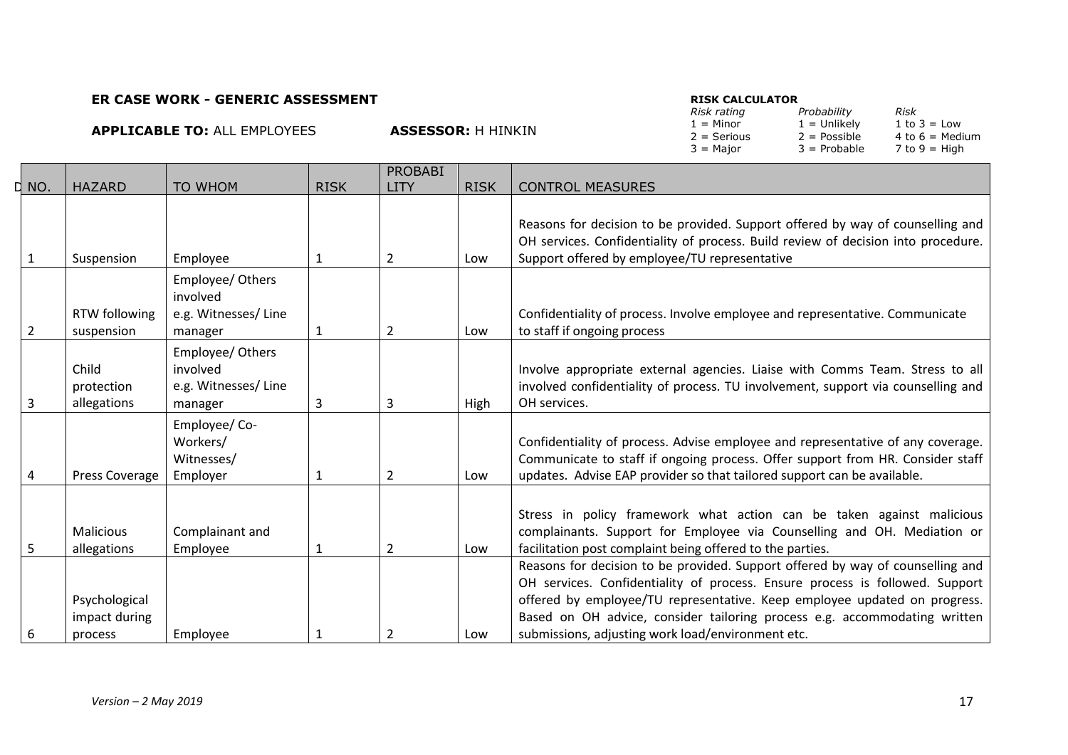**ER CASE WORK - GENERIC ASSESSMENT**

**APPLICABLE TO:** ALL EMPLOYEES **ASSESSOR:** H HINKIN

**RISK CALCULATOR**

| *Risk rating* | *Probability* | *Risk* |
|---|---|---|
| 1 = Minor | 1 = Unlikely | 1 to 3 = Low |
| 2 = Serious | 2 = Possible | 4 to 6 = Medium |
| 3 = Major | 3 = Probable | 7 to 9 = High |

| NO. | HAZARD | TO WHOM | RISK | PROBABILITY | RISK | CONTROL MEASURES |
|---|---|---|---|---|---|---|
| 1 | Suspension | Employee | 1 | 2 | Low | Reasons for decision to be provided. Support offered by way of counselling and OH services. Confidentiality of process. Build review of decision into procedure. Support offered by employee/TU representative |
| 2 | RTW following suspension | Employee/ Others involved e.g. Witnesses/ Line manager | 1 | 2 | Low | Confidentiality of process. Involve employee and representative. Communicate to staff if ongoing process |
| 3 | Child protection allegations | Employee/ Others involved e.g. Witnesses/ Line manager | 3 | 3 | High | Involve appropriate external agencies. Liaise with Comms Team. Stress to all involved confidentiality of process. TU involvement, support via counselling and OH services. |
| 4 | Press Coverage | Employee/ Co-Workers/ Witnesses/ Employer | 1 | 2 | Low | Confidentiality of process. Advise employee and representative of any coverage. Communicate to staff if ongoing process. Offer support from HR. Consider staff updates. Advise EAP provider so that tailored support can be available. |
| 5 | Malicious allegations | Complainant and Employee | 1 | 2 | Low | Stress in policy framework what action can be taken against malicious complainants. Support for Employee via Counselling and OH. Mediation or facilitation post complaint being offered to the parties. |
| 6 | Psychological impact during process | Employee | 1 | 2 | Low | Reasons for decision to be provided. Support offered by way of counselling and OH services. Confidentiality of process. Ensure process is followed. Support offered by employee/TU representative. Keep employee updated on progress. Based on OH advice, consider tailoring process e.g. accommodating written submissions, adjusting work load/environment etc. |

*Version – 2 May 2019*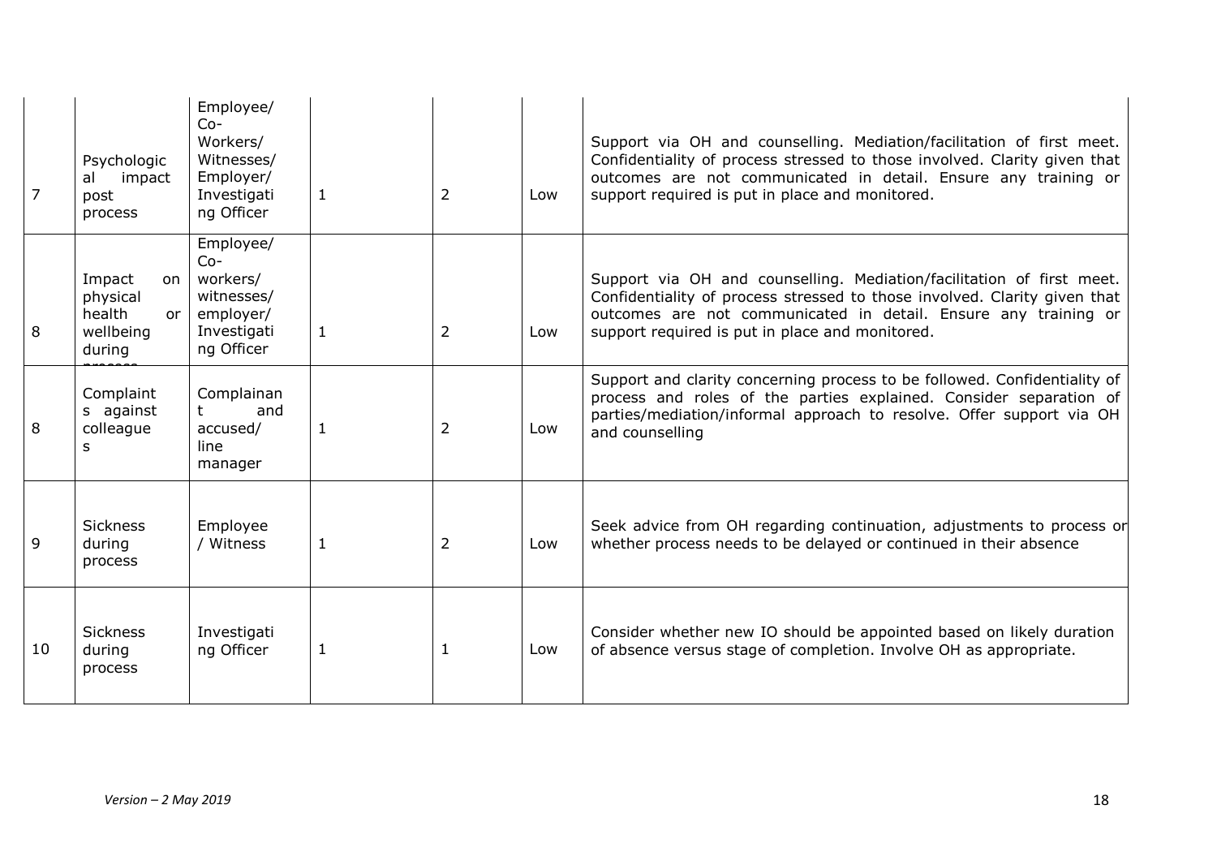| 7 | Psychological impact post process | Employee/ Co-Workers/ Witnesses/ Employer/ Investigating Officer | 1 | 2 | Low | Support via OH and counselling. Mediation/facilitation of first meet. Confidentiality of process stressed to those involved. Clarity given that outcomes are not communicated in detail. Ensure any training or support required is put in place and monitored. |
|---|---|---|---|---|---|---|
| 8 | Impact on physical health or wellbeing during process | Employee/ Co-workers/ witnesses/ employer/ Investigating Officer | 1 | 2 | Low | Support via OH and counselling. Mediation/facilitation of first meet. Confidentiality of process stressed to those involved. Clarity given that outcomes are not communicated in detail. Ensure any training or support required is put in place and monitored. |
| 8 | Complaints against colleagues | Complainant and accused/ line manager | 1 | 2 | Low | Support and clarity concerning process to be followed. Confidentiality of process and roles of the parties explained. Consider separation of parties/mediation/informal approach to resolve. Offer support via OH and counselling |
| 9 | Sickness during process | Employee / Witness | 1 | 2 | Low | Seek advice from OH regarding continuation, adjustments to process or whether process needs to be delayed or continued in their absence |
| 10 | Sickness during process | Investigating Officer | 1 | 1 | Low | Consider whether new IO should be appointed based on likely duration of absence versus stage of completion. Involve OH as appropriate. |

*Version – 2 May 2019*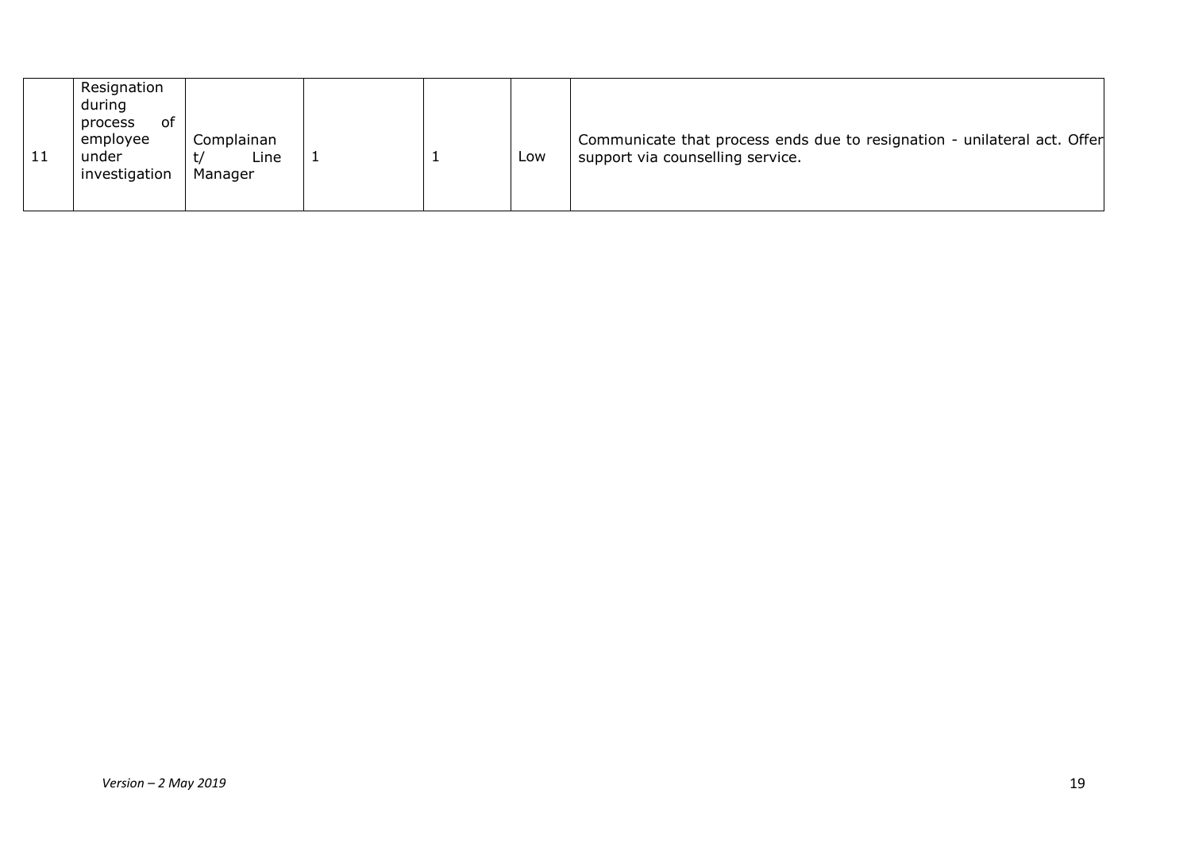| 11 | Resignation during process of employee under investigation | Complainant/ Line Manager | 1 | 1 | Low | Communicate that process ends due to resignation - unilateral act. Offer support via counselling service. |
|---|---|---|---|---|---|---|

*Version – 2 May 2019*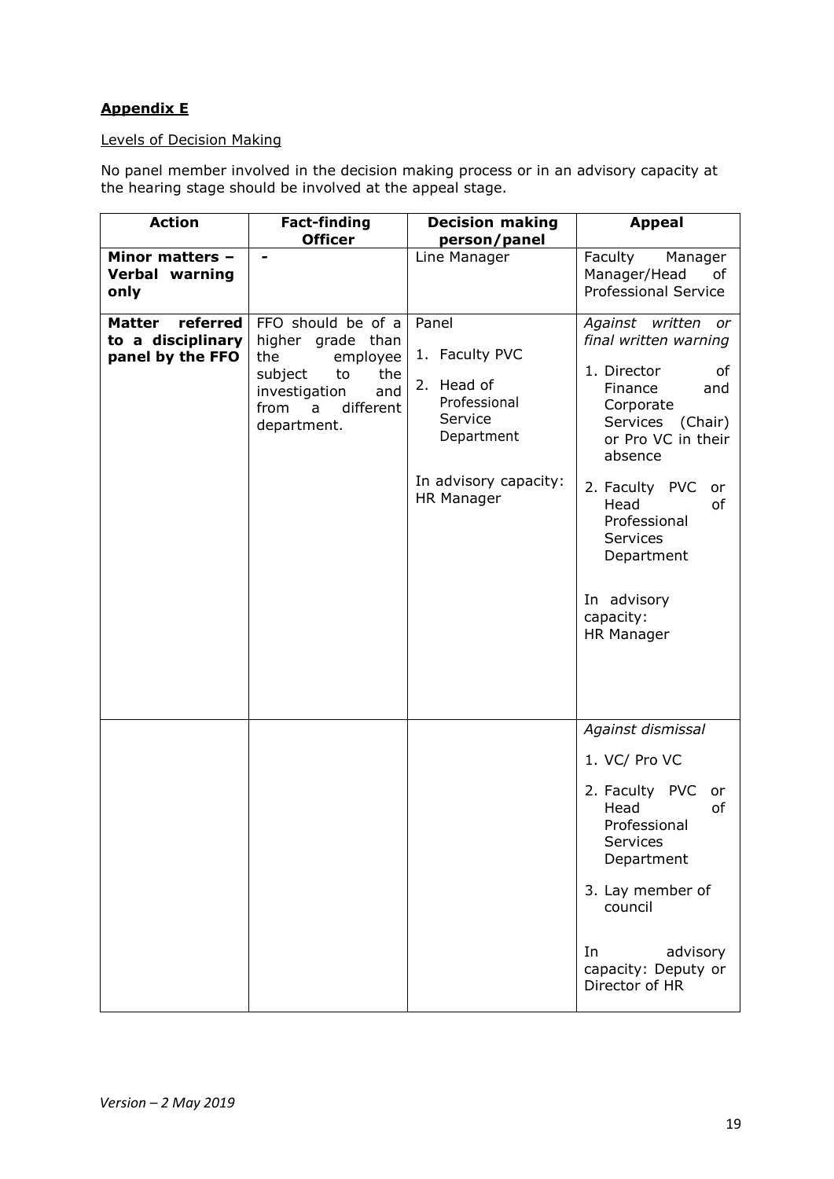**Appendix E**

Levels of Decision Making

No panel member involved in the decision making process or in an advisory capacity at the hearing stage should be involved at the appeal stage.

| Action | Fact-finding Officer | Decision making person/panel | Appeal |
|---|---|---|---|
| **Minor matters – Verbal warning only** | - | Line Manager | Faculty Manager Manager/Head of Professional Service |
| **Matter referred to a disciplinary panel by the FFO** | FFO should be of a higher grade than the employee subject to the investigation and from a different department. | Panel<br><br>1. Faculty PVC<br>2. Head of Professional Service Department<br><br>In advisory capacity: HR Manager | *Against written or final written warning*<br><br>1. Director of Finance and Corporate Services (Chair) or Pro VC in their absence<br>2. Faculty PVC or Head of Professional Services Department<br><br>In advisory capacity: HR Manager |
| | | | *Against dismissal*<br><br>1. VC/ Pro VC<br>2. Faculty PVC or Head of Professional Services Department<br>3. Lay member of council<br><br>In advisory capacity: Deputy or Director of HR |

*Version – 2 May 2019*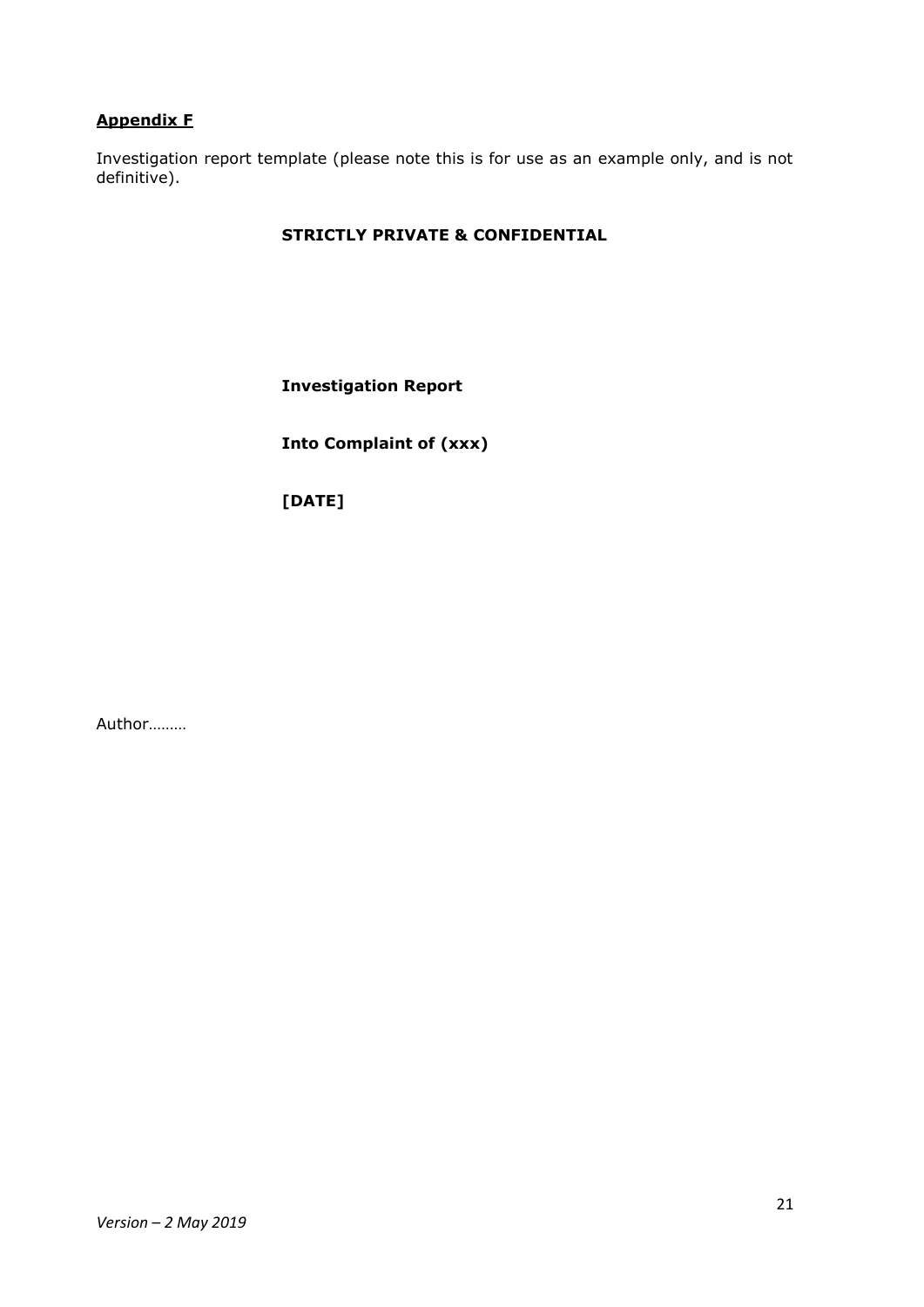**Appendix F**

Investigation report template (please note this is for use as an example only, and is not definitive).

**STRICTLY PRIVATE & CONFIDENTIAL**

**Investigation Report**

**Into Complaint of (xxx)**

**[DATE]**

Author………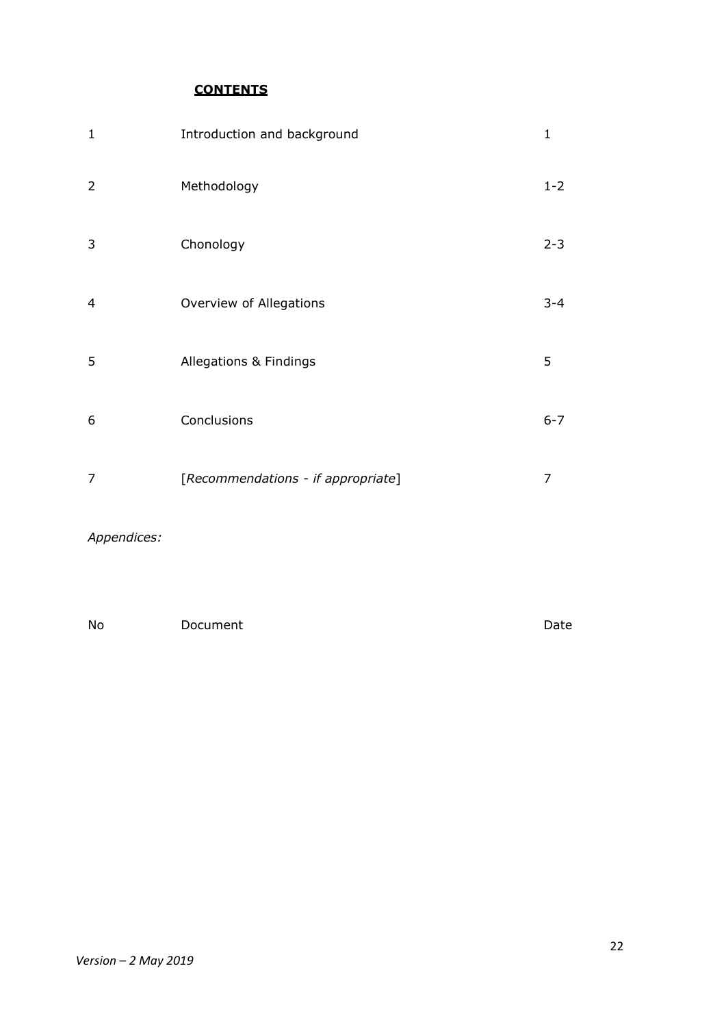**CONTENTS**

| | | |
|---|---|---|
| 1 | Introduction and background | 1 |
| 2 | Methodology | 1-2 |
| 3 | Chonology | 2-3 |
| 4 | Overview of Allegations | 3-4 |
| 5 | Allegations & Findings | 5 |
| 6 | Conclusions | 6-7 |
| 7 | [*Recommendations - if appropriate*] | 7 |

*Appendices:*

| No | Document | Date |
|---|---|---|

*Version – 2 May 2019*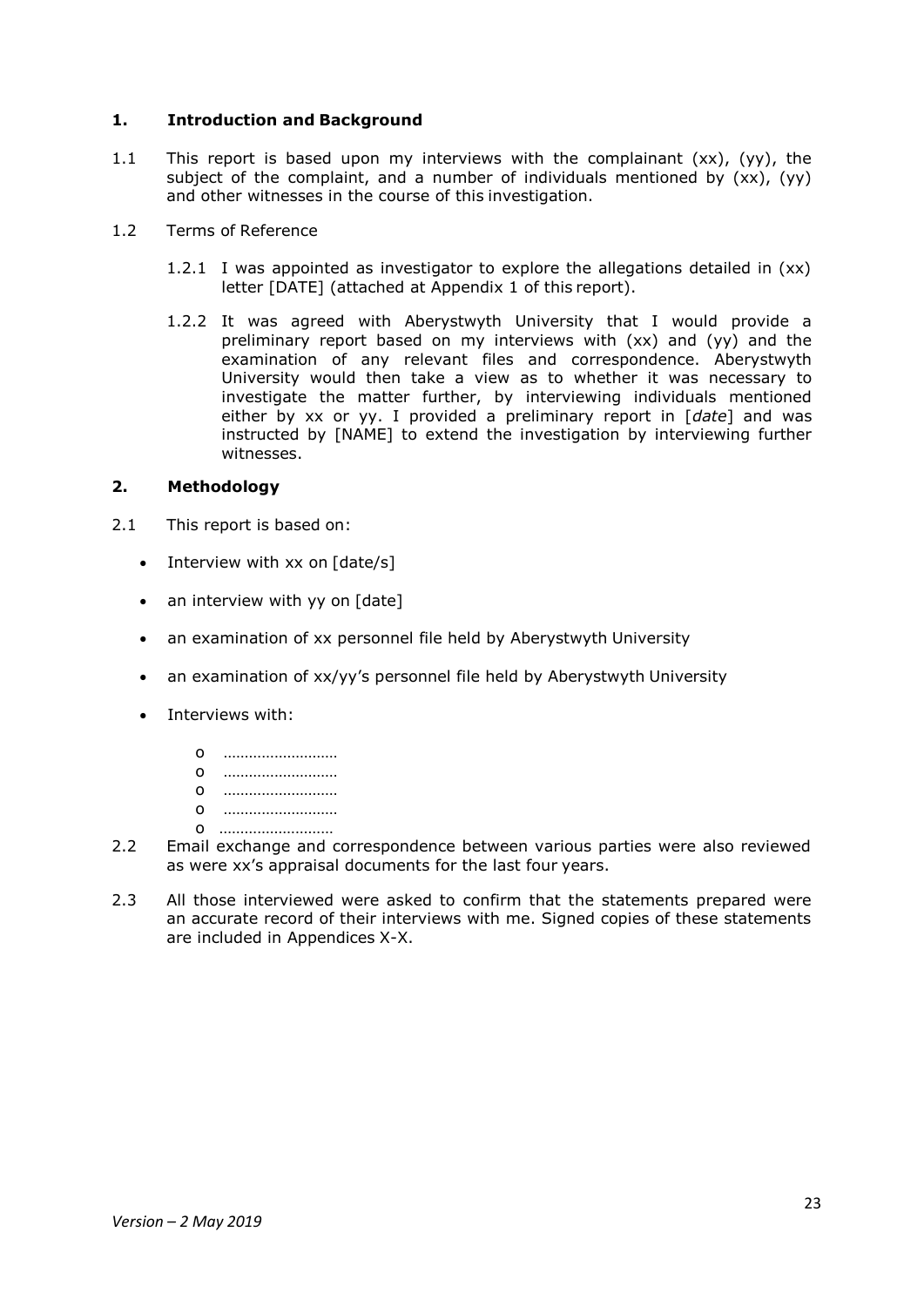## 1. Introduction and Background

1.1 This report is based upon my interviews with the complainant (xx), (yy), the subject of the complaint, and a number of individuals mentioned by (xx), (yy) and other witnesses in the course of this investigation.

1.2 Terms of Reference

1.2.1 I was appointed as investigator to explore the allegations detailed in (xx) letter [DATE] (attached at Appendix 1 of this report).

1.2.2 It was agreed with Aberystwyth University that I would provide a preliminary report based on my interviews with (xx) and (yy) and the examination of any relevant files and correspondence. Aberystwyth University would then take a view as to whether it was necessary to investigate the matter further, by interviewing individuals mentioned either by xx or yy. I provided a preliminary report in [*date*] and was instructed by [NAME] to extend the investigation by interviewing further witnesses.

## 2. Methodology

2.1 This report is based on:

- Interview with xx on [date/s]
- an interview with yy on [date]
- an examination of xx personnel file held by Aberystwyth University
- an examination of xx/yy's personnel file held by Aberystwyth University
- Interviews with:
  - ………………………
  - ………………………
  - ………………………
  - ………………………
  - ………………………

2.2 Email exchange and correspondence between various parties were also reviewed as were xx's appraisal documents for the last four years.

2.3 All those interviewed were asked to confirm that the statements prepared were an accurate record of their interviews with me. Signed copies of these statements are included in Appendices X-X.

*Version – 2 May 2019*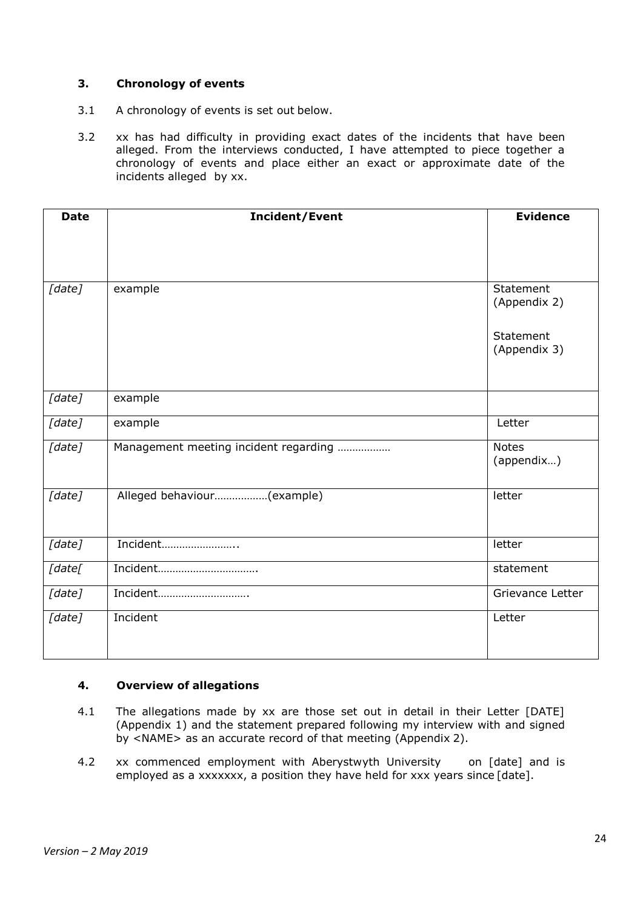## 3. Chronology of events

3.1 A chronology of events is set out below.

3.2 xx has had difficulty in providing exact dates of the incidents that have been alleged. From the interviews conducted, I have attempted to piece together a chronology of events and place either an exact or approximate date of the incidents alleged by xx.

| Date | Incident/Event | Evidence |
|---|---|---|
| *[date]* | example | Statement (Appendix 2)<br><br>Statement (Appendix 3) |
| *[date]* | example | |
| *[date]* | example | Letter |
| *[date]* | Management meeting incident regarding ……………… | Notes (appendix…) |
| *[date]* | Alleged behaviour………………(example) | letter |
| *[date]* | Incident…………………….. | letter |
| *[date[* | Incident……………………………. | statement |
| *[date]* | Incident…………………………. | Grievance Letter |
| *[date]* | Incident | Letter |

## 4. Overview of allegations

4.1 The allegations made by xx are those set out in detail in their Letter [DATE] (Appendix 1) and the statement prepared following my interview with and signed by <NAME> as an accurate record of that meeting (Appendix 2).

4.2 xx commenced employment with Aberystwyth University on [date] and is employed as a xxxxxxx, a position they have held for xxx years since [date].

*Version – 2 May 2019*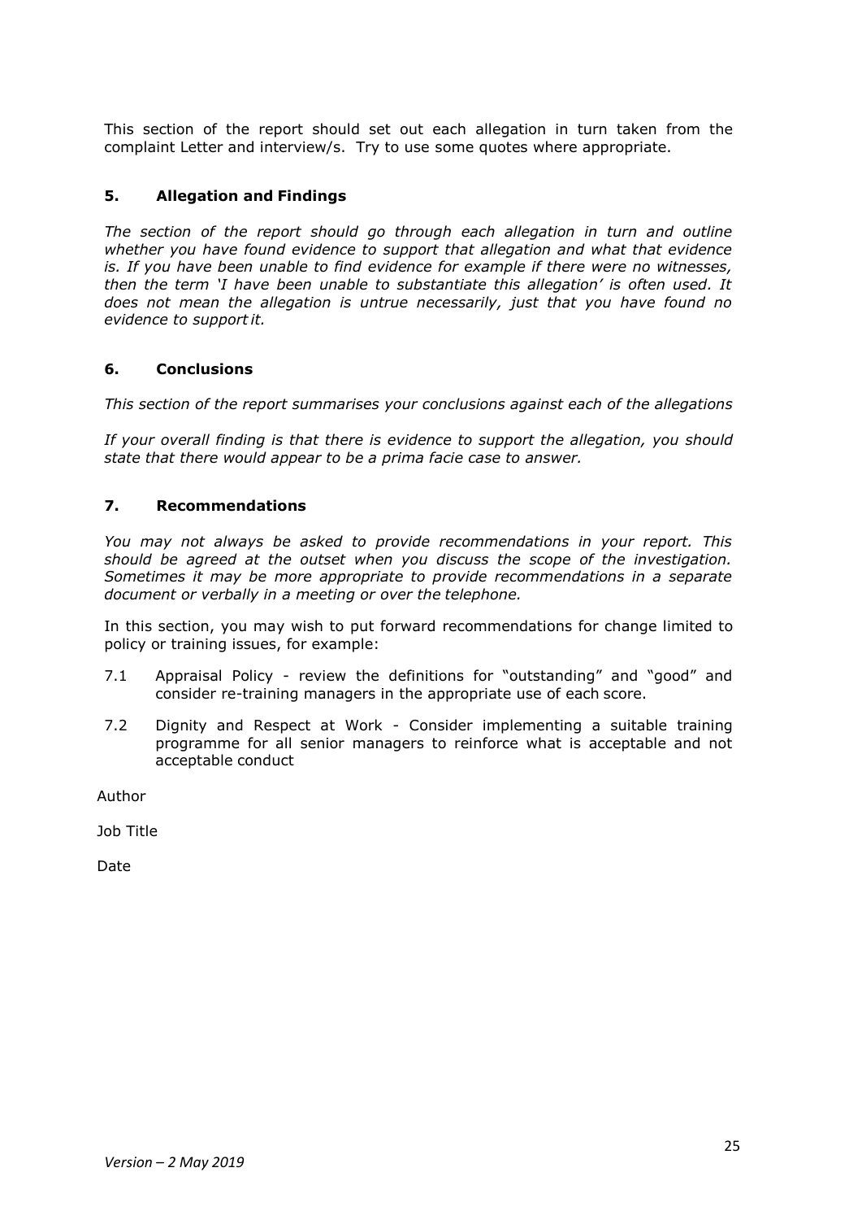This section of the report should set out each allegation in turn taken from the complaint Letter and interview/s. Try to use some quotes where appropriate.

### 5. Allegation and Findings

*The section of the report should go through each allegation in turn and outline whether you have found evidence to support that allegation and what that evidence is. If you have been unable to find evidence for example if there were no witnesses, then the term 'I have been unable to substantiate this allegation' is often used. It does not mean the allegation is untrue necessarily, just that you have found no evidence to support it.*

### 6. Conclusions

*This section of the report summarises your conclusions against each of the allegations*

*If your overall finding is that there is evidence to support the allegation, you should state that there would appear to be a prima facie case to answer.*

### 7. Recommendations

*You may not always be asked to provide recommendations in your report. This should be agreed at the outset when you discuss the scope of the investigation. Sometimes it may be more appropriate to provide recommendations in a separate document or verbally in a meeting or over the telephone.*

In this section, you may wish to put forward recommendations for change limited to policy or training issues, for example:

7.1 Appraisal Policy - review the definitions for "outstanding" and "good" and consider re-training managers in the appropriate use of each score.

7.2 Dignity and Respect at Work - Consider implementing a suitable training programme for all senior managers to reinforce what is acceptable and not acceptable conduct

Author

Job Title

Date

*Version – 2 May 2019*